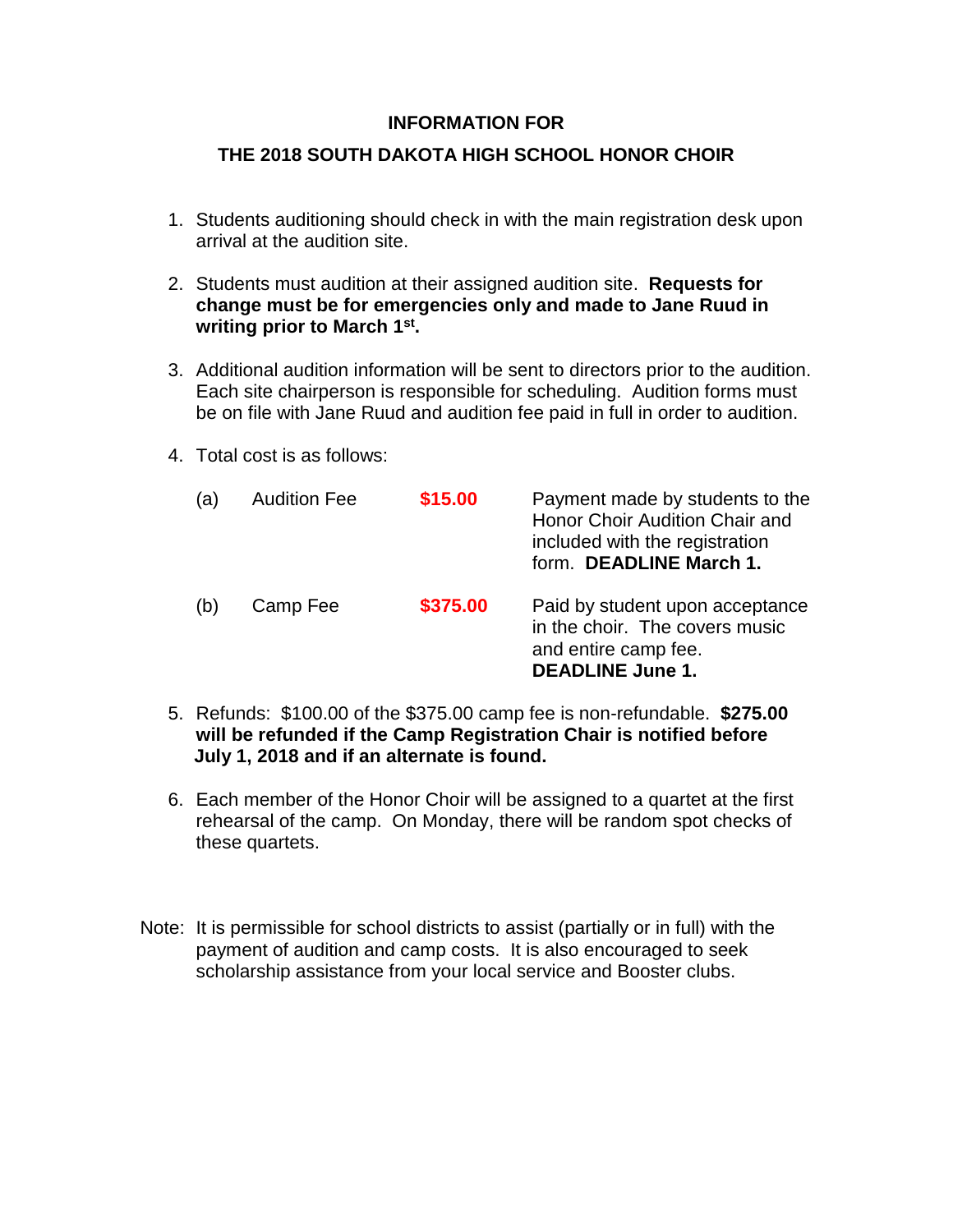## INFORMATION FOR

## THE 2018 SOUTH DAKOTA HIGH SCHOOL HONOR CHOIR

1. Students auditioning should check in with the main registration desk upon arrival at the audition site.

2. Students must audition at their assigned audition site. **Requests for change must be for emergencies only and made to Jane Ruud in writing prior to March 1st.**

3. Additional audition information will be sent to directors prior to the audition. Each site chairperson is responsible for scheduling. Audition forms must be on file with Jane Ruud and audition fee paid in full in order to audition.

4. Total cost is as follows:

| | | | |
|---|---|---|---|
| (a) | Audition Fee | **$15.00** | Payment made by students to the Honor Choir Audition Chair and included with the registration form. **DEADLINE March 1.** |
| (b) | Camp Fee | **$375.00** | Paid by student upon acceptance in the choir. The covers music and entire camp fee. **DEADLINE June 1.** |

5. Refunds: $100.00 of the $375.00 camp fee is non-refundable. **$275.00 will be refunded if the Camp Registration Chair is notified before July 1, 2018 and if an alternate is found.**

6. Each member of the Honor Choir will be assigned to a quartet at the first rehearsal of the camp. On Monday, there will be random spot checks of these quartets.

Note: It is permissible for school districts to assist (partially or in full) with the payment of audition and camp costs. It is also encouraged to seek scholarship assistance from your local service and Booster clubs.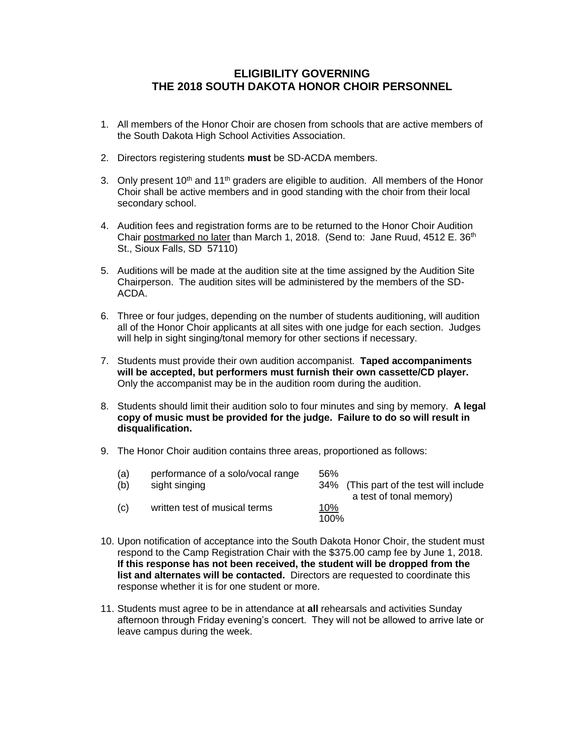## ELIGIBILITY GOVERNING THE 2018 SOUTH DAKOTA HONOR CHOIR PERSONNEL

1. All members of the Honor Choir are chosen from schools that are active members of the South Dakota High School Activities Association.

2. Directors registering students **must** be SD-ACDA members.

3. Only present 10th and 11th graders are eligible to audition. All members of the Honor Choir shall be active members and in good standing with the choir from their local secondary school.

4. Audition fees and registration forms are to be returned to the Honor Choir Audition Chair <u>postmarked no later</u> than March 1, 2018. (Send to: Jane Ruud, 4512 E. 36th St., Sioux Falls, SD 57110)

5. Auditions will be made at the audition site at the time assigned by the Audition Site Chairperson. The audition sites will be administered by the members of the SD-ACDA.

6. Three or four judges, depending on the number of students auditioning, will audition all of the Honor Choir applicants at all sites with one judge for each section. Judges will help in sight singing/tonal memory for other sections if necessary.

7. Students must provide their own audition accompanist. **Taped accompaniments will be accepted, but performers must furnish their own cassette/CD player.** Only the accompanist may be in the audition room during the audition.

8. Students should limit their audition solo to four minutes and sing by memory. **A legal copy of music must be provided for the judge. Failure to do so will result in disqualification.**

9. The Honor Choir audition contains three areas, proportioned as follows:

| | | | |
|---|---|---|---|
| (a) | performance of a solo/vocal range | 56% | |
| (b) | sight singing | 34% | (This part of the test will include a test of tonal memory) |
| (c) | written test of musical terms | 10% | |
| | | 100% | |

10. Upon notification of acceptance into the South Dakota Honor Choir, the student must respond to the Camp Registration Chair with the $375.00 camp fee by June 1, 2018. **If this response has not been received, the student will be dropped from the list and alternates will be contacted.** Directors are requested to coordinate this response whether it is for one student or more.

11. Students must agree to be in attendance at **all** rehearsals and activities Sunday afternoon through Friday evening's concert. They will not be allowed to arrive late or leave campus during the week.